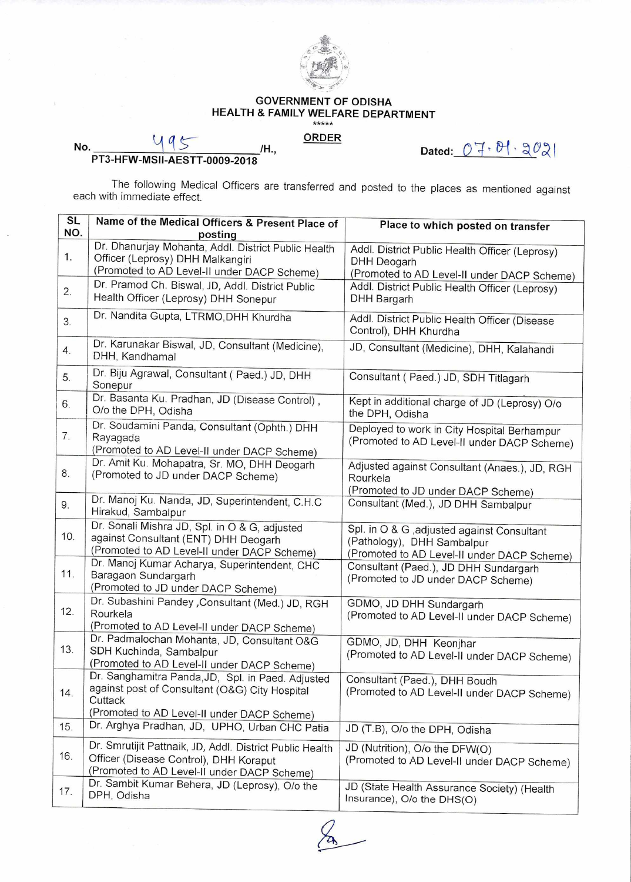# GOVERNMENT OF ODISHA
## HEALTH & FAMILY WELFARE DEPARTMENT

\*\*\*\*\*

**ORDER**

No. 495 /H., PT3-HFW-MSII-AESTT-0009-2018 Dated: 07.04.2021

The following Medical Officers are transferred and posted to the places as mentioned against each with immediate effect.

| SL NO. | Name of the Medical Officers & Present Place of posting | Place to which posted on transfer |
|---|---|---|
| 1. | Dr. Dhanurjay Mohanta, Addl. District Public Health Officer (Leprosy) DHH Malkangiri (Promoted to AD Level-II under DACP Scheme) | Addl. District Public Health Officer (Leprosy) DHH Deogarh (Promoted to AD Level-II under DACP Scheme) |
| 2. | Dr. Pramod Ch. Biswal, JD, Addl. District Public Health Officer (Leprosy) DHH Sonepur | Addl. District Public Health Officer (Leprosy) DHH Bargarh |
| 3. | Dr. Nandita Gupta, LTRMO,DHH Khurdha | Addl. District Public Health Officer (Disease Control), DHH Khurdha |
| 4. | Dr. Karunakar Biswal, JD, Consultant (Medicine), DHH, Kandhamal | JD, Consultant (Medicine), DHH, Kalahandi |
| 5. | Dr. Biju Agrawal, Consultant ( Paed.) JD, DHH Sonepur | Consultant ( Paed.) JD, SDH Titlagarh |
| 6. | Dr. Basanta Ku. Pradhan, JD (Disease Control) , O/o the DPH, Odisha | Kept in additional charge of JD (Leprosy) O/o the DPH, Odisha |
| 7. | Dr. Soudamini Panda, Consultant (Ophth.) DHH Rayagada (Promoted to AD Level-II under DACP Scheme) | Deployed to work in City Hospital Berhampur (Promoted to AD Level-II under DACP Scheme) |
| 8. | Dr. Amit Ku. Mohapatra, Sr. MO, DHH Deogarh (Promoted to JD under DACP Scheme) | Adjusted against Consultant (Anaes.), JD, RGH Rourkela (Promoted to JD under DACP Scheme) |
| 9. | Dr. Manoj Ku. Nanda, JD, Superintendent, C.H.C Hirakud, Sambalpur | Consultant (Med.), JD DHH Sambalpur |
| 10. | Dr. Sonali Mishra JD, Spl. in O & G, adjusted against Consultant (ENT) DHH Deogarh (Promoted to AD Level-II under DACP Scheme) | Spl. in O & G ,adjusted against Consultant (Pathology), DHH Sambalpur (Promoted to AD Level-II under DACP Scheme) |
| 11. | Dr. Manoj Kumar Acharya, Superintendent, CHC Baragaon Sundargarh (Promoted to JD under DACP Scheme) | Consultant (Paed.), JD DHH Sundargarh (Promoted to JD under DACP Scheme) |
| 12. | Dr. Subashini Pandey ,Consultant (Med.) JD, RGH Rourkela (Promoted to AD Level-II under DACP Scheme) | GDMO, JD DHH Sundargarh (Promoted to AD Level-II under DACP Scheme) |
| 13. | Dr. Padmalochan Mohanta, JD, Consultant O&G SDH Kuchinda, Sambalpur (Promoted to AD Level-II under DACP Scheme) | GDMO, JD, DHH Keonjhar (Promoted to AD Level-II under DACP Scheme) |
| 14. | Dr. Sanghamitra Panda,JD, Spl. in Paed. Adjusted against post of Consultant (O&G) City Hospital Cuttack (Promoted to AD Level-II under DACP Scheme) | Consultant (Paed.), DHH Boudh (Promoted to AD Level-II under DACP Scheme) |
| 15. | Dr. Arghya Pradhan, JD, UPHO, Urban CHC Patia | JD (T.B), O/o the DPH, Odisha |
| 16. | Dr. Smrutijit Pattnaik, JD, Addl. District Public Health Officer (Disease Control), DHH Koraput (Promoted to AD Level-II under DACP Scheme) | JD (Nutrition), O/o the DFW(O) (Promoted to AD Level-II under DACP Scheme) |
| 17. | Dr. Sambit Kumar Behera, JD (Leprosy), O/o the DPH, Odisha | JD (State Health Assurance Society) (Health Insurance), O/o the DHS(O) |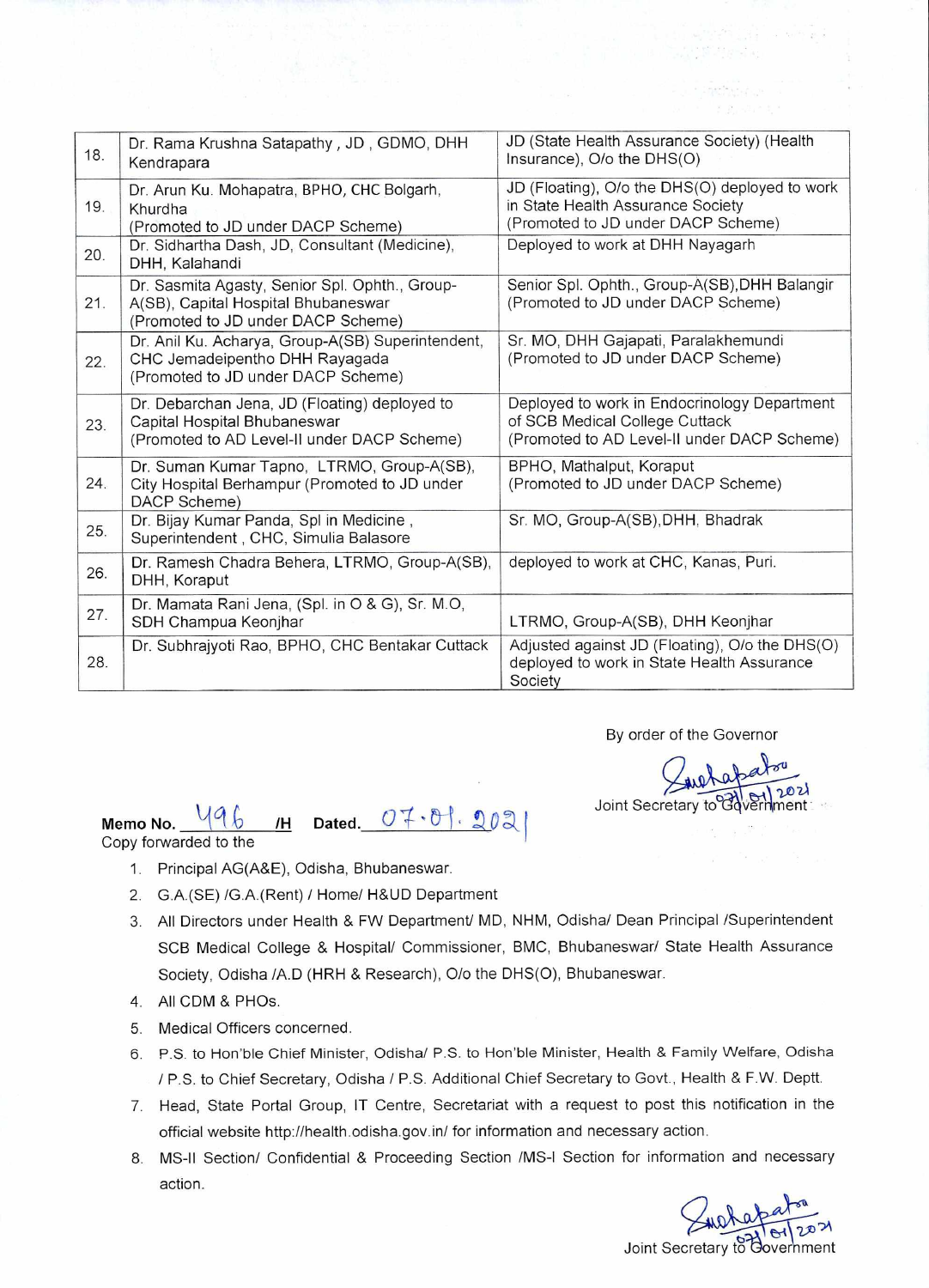| | | |
|---|---|---|
| 18. | Dr. Rama Krushna Satapathy , JD , GDMO, DHH Kendrapara | JD (State Health Assurance Society) (Health Insurance), O/o the DHS(O) |
| 19. | Dr. Arun Ku. Mohapatra, BPHO, CHC Bolgarh, Khurdha (Promoted to JD under DACP Scheme) | JD (Floating), O/o the DHS(O) deployed to work in State Health Assurance Society (Promoted to JD under DACP Scheme) |
| 20. | Dr. Sidhartha Dash, JD, Consultant (Medicine), DHH, Kalahandi | Deployed to work at DHH Nayagarh |
| 21. | Dr. Sasmita Agasty, Senior Spl. Ophth., Group-A(SB), Capital Hospital Bhubaneswar (Promoted to JD under DACP Scheme) | Senior Spl. Ophth., Group-A(SB),DHH Balangir (Promoted to JD under DACP Scheme) |
| 22. | Dr. Anil Ku. Acharya, Group-A(SB) Superintendent, CHC Jemadeipentho DHH Rayagada (Promoted to JD under DACP Scheme) | Sr. MO, DHH Gajapati, Paralakhemundi (Promoted to JD under DACP Scheme) |
| 23. | Dr. Debarchan Jena, JD (Floating) deployed to Capital Hospital Bhubaneswar (Promoted to AD Level-II under DACP Scheme) | Deployed to work in Endocrinology Department of SCB Medical College Cuttack (Promoted to AD Level-II under DACP Scheme) |
| 24. | Dr. Suman Kumar Tapno, LTRMO, Group-A(SB), City Hospital Berhampur (Promoted to JD under DACP Scheme) | BPHO, Mathalput, Koraput (Promoted to JD under DACP Scheme) |
| 25. | Dr. Bijay Kumar Panda, Spl in Medicine , Superintendent , CHC, Simulia Balasore | Sr. MO, Group-A(SB),DHH, Bhadrak |
| 26. | Dr. Ramesh Chadra Behera, LTRMO, Group-A(SB), DHH, Koraput | deployed to work at CHC, Kanas, Puri. |
| 27. | Dr. Mamata Rani Jena, (Spl. in O & G), Sr. M.O, SDH Champua Keonjhar | LTRMO, Group-A(SB), DHH Keonjhar |
| 28. | Dr. Subhrajyoti Rao, BPHO, CHC Bentakar Cuttack | Adjusted against JD (Floating), O/o the DHS(O) deployed to work in State Health Assurance Society |

By order of the Governor

Joint Secretary to Government

**Memo No.** 496 **/H** **Dated.** 07.01.2021

Copy forwarded to the

1. Principal AG(A&E), Odisha, Bhubaneswar.
2. G.A.(SE) /G.A.(Rent) / Home/ H&UD Department
3. All Directors under Health & FW Department/ MD, NHM, Odisha/ Dean Principal /Superintendent SCB Medical College & Hospital/ Commissioner, BMC, Bhubaneswar/ State Health Assurance Society, Odisha /A.D (HRH & Research), O/o the DHS(O), Bhubaneswar.
4. All CDM & PHOs.
5. Medical Officers concerned.
6. P.S. to Hon'ble Chief Minister, Odisha/ P.S. to Hon'ble Minister, Health & Family Welfare, Odisha / P.S. to Chief Secretary, Odisha / P.S. Additional Chief Secretary to Govt., Health & F.W. Deptt.
7. Head, State Portal Group, IT Centre, Secretariat with a request to post this notification in the official website http://health.odisha.gov.in/ for information and necessary action.
8. MS-II Section/ Confidential & Proceeding Section /MS-I Section for information and necessary action.

Joint Secretary to Government